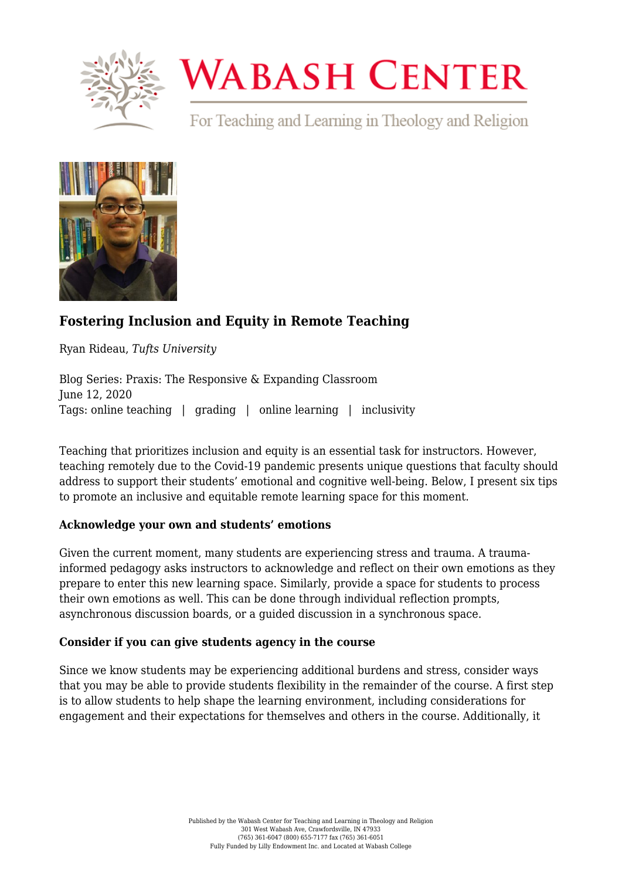# Fostering Inclusion and Equity in Remote Teaching

Ryan Rideau, *Tufts University*

Blog Series: Praxis: The Responsive & Expanding Classroom
June 12, 2020
Tags: online teaching | grading | online learning | inclusivity

Teaching that prioritizes inclusion and equity is an essential task for instructors. However, teaching remotely due to the Covid-19 pandemic presents unique questions that faculty should address to support their students' emotional and cognitive well-being. Below, I present six tips to promote an inclusive and equitable remote learning space for this moment.

**Acknowledge your own and students' emotions**

Given the current moment, many students are experiencing stress and trauma. A trauma-informed pedagogy asks instructors to acknowledge and reflect on their own emotions as they prepare to enter this new learning space. Similarly, provide a space for students to process their own emotions as well. This can be done through individual reflection prompts, asynchronous discussion boards, or a guided discussion in a synchronous space.

**Consider if you can give students agency in the course**

Since we know students may be experiencing additional burdens and stress, consider ways that you may be able to provide students flexibility in the remainder of the course. A first step is to allow students to help shape the learning environment, including considerations for engagement and their expectations for themselves and others in the course. Additionally, it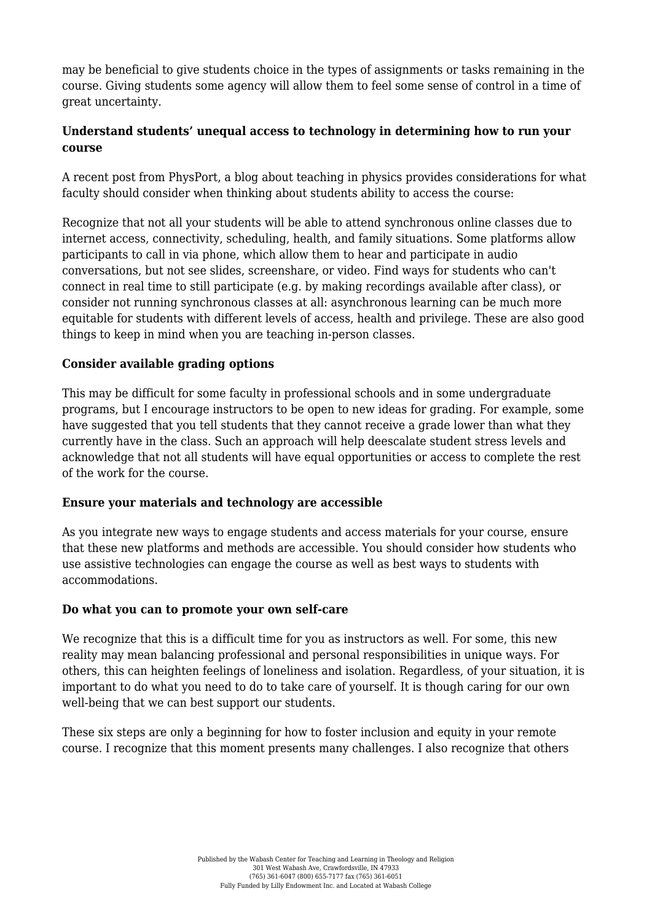may be beneficial to give students choice in the types of assignments or tasks remaining in the course. Giving students some agency will allow them to feel some sense of control in a time of great uncertainty.

**Understand students' unequal access to technology in determining how to run your course**

A recent post from PhysPort, a blog about teaching in physics provides considerations for what faculty should consider when thinking about students ability to access the course:

Recognize that not all your students will be able to attend synchronous online classes due to internet access, connectivity, scheduling, health, and family situations. Some platforms allow participants to call in via phone, which allow them to hear and participate in audio conversations, but not see slides, screenshare, or video. Find ways for students who can't connect in real time to still participate (e.g. by making recordings available after class), or consider not running synchronous classes at all: asynchronous learning can be much more equitable for students with different levels of access, health and privilege. These are also good things to keep in mind when you are teaching in-person classes.

**Consider available grading options**

This may be difficult for some faculty in professional schools and in some undergraduate programs, but I encourage instructors to be open to new ideas for grading. For example, some have suggested that you tell students that they cannot receive a grade lower than what they currently have in the class. Such an approach will help deescalate student stress levels and acknowledge that not all students will have equal opportunities or access to complete the rest of the work for the course.

**Ensure your materials and technology are accessible**

As you integrate new ways to engage students and access materials for your course, ensure that these new platforms and methods are accessible. You should consider how students who use assistive technologies can engage the course as well as best ways to students with accommodations.

**Do what you can to promote your own self-care**

We recognize that this is a difficult time for you as instructors as well. For some, this new reality may mean balancing professional and personal responsibilities in unique ways. For others, this can heighten feelings of loneliness and isolation. Regardless, of your situation, it is important to do what you need to do to take care of yourself. It is though caring for our own well-being that we can best support our students.

These six steps are only a beginning for how to foster inclusion and equity in your remote course. I recognize that this moment presents many challenges. I also recognize that others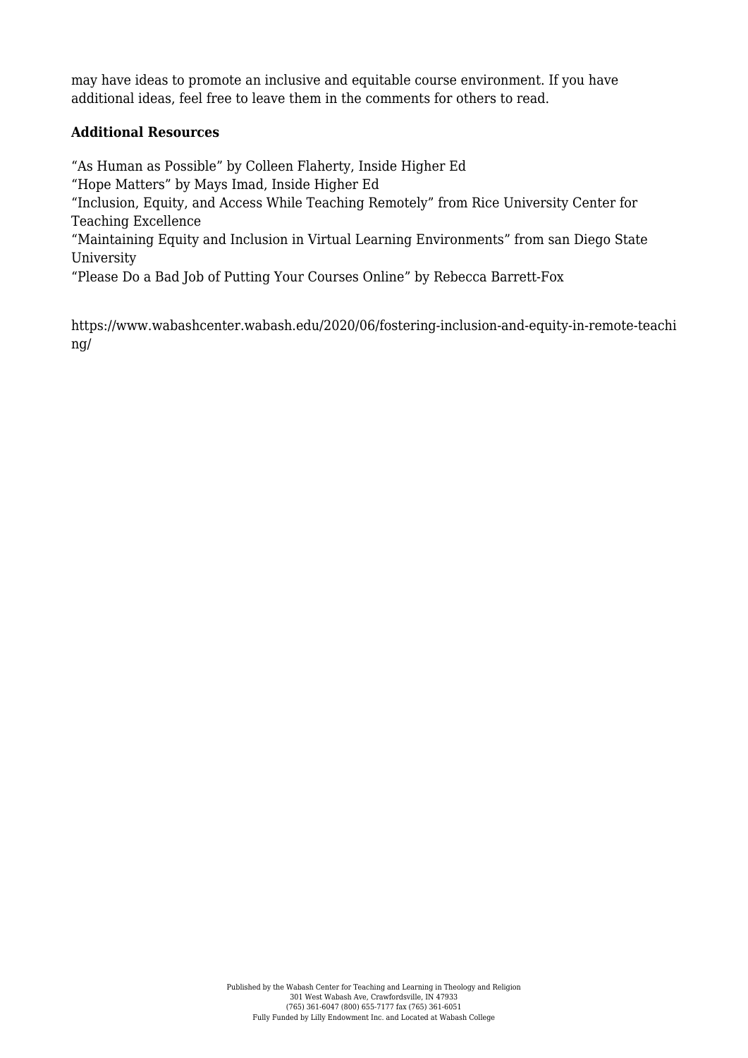may have ideas to promote an inclusive and equitable course environment. If you have additional ideas, feel free to leave them in the comments for others to read.

**Additional Resources**

"As Human as Possible" by Colleen Flaherty, Inside Higher Ed
"Hope Matters" by Mays Imad, Inside Higher Ed
"Inclusion, Equity, and Access While Teaching Remotely" from Rice University Center for Teaching Excellence
"Maintaining Equity and Inclusion in Virtual Learning Environments" from san Diego State University
"Please Do a Bad Job of Putting Your Courses Online" by Rebecca Barrett-Fox

https://www.wabashcenter.wabash.edu/2020/06/fostering-inclusion-and-equity-in-remote-teaching/